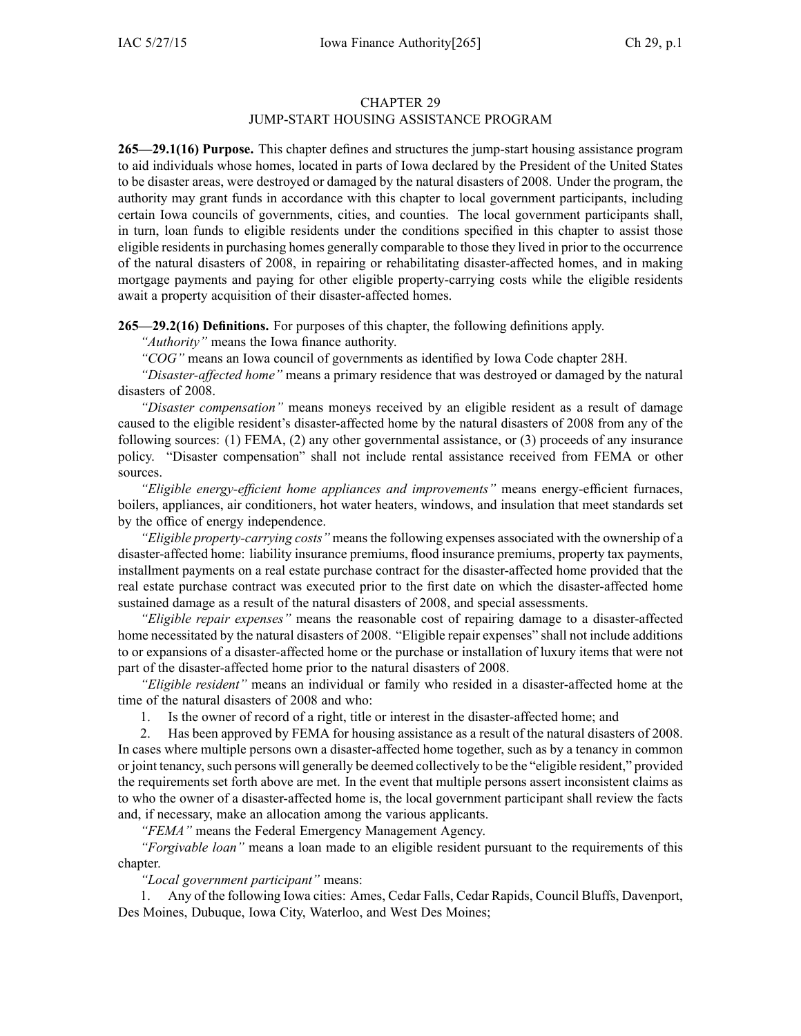# CHAPTER 29
## JUMP-START HOUSING ASSISTANCE PROGRAM

**265—29.1(16) Purpose.** This chapter defines and structures the jump-start housing assistance program to aid individuals whose homes, located in parts of Iowa declared by the President of the United States to be disaster areas, were destroyed or damaged by the natural disasters of 2008. Under the program, the authority may grant funds in accordance with this chapter to local government participants, including certain Iowa councils of governments, cities, and counties. The local government participants shall, in turn, loan funds to eligible residents under the conditions specified in this chapter to assist those eligible residents in purchasing homes generally comparable to those they lived in prior to the occurrence of the natural disasters of 2008, in repairing or rehabilitating disaster-affected homes, and in making mortgage payments and paying for other eligible property-carrying costs while the eligible residents await a property acquisition of their disaster-affected homes.

**265—29.2(16) Definitions.** For purposes of this chapter, the following definitions apply.

*"Authority"* means the Iowa finance authority.

*"COG"* means an Iowa council of governments as identified by Iowa Code chapter 28H.

*"Disaster-affected home"* means a primary residence that was destroyed or damaged by the natural disasters of 2008.

*"Disaster compensation"* means moneys received by an eligible resident as a result of damage caused to the eligible resident's disaster-affected home by the natural disasters of 2008 from any of the following sources: (1) FEMA, (2) any other governmental assistance, or (3) proceeds of any insurance policy. "Disaster compensation" shall not include rental assistance received from FEMA or other sources.

*"Eligible energy-efficient home appliances and improvements"* means energy-efficient furnaces, boilers, appliances, air conditioners, hot water heaters, windows, and insulation that meet standards set by the office of energy independence.

*"Eligible property-carrying costs"* means the following expenses associated with the ownership of a disaster-affected home: liability insurance premiums, flood insurance premiums, property tax payments, installment payments on a real estate purchase contract for the disaster-affected home provided that the real estate purchase contract was executed prior to the first date on which the disaster-affected home sustained damage as a result of the natural disasters of 2008, and special assessments.

*"Eligible repair expenses"* means the reasonable cost of repairing damage to a disaster-affected home necessitated by the natural disasters of 2008. "Eligible repair expenses" shall not include additions to or expansions of a disaster-affected home or the purchase or installation of luxury items that were not part of the disaster-affected home prior to the natural disasters of 2008.

*"Eligible resident"* means an individual or family who resided in a disaster-affected home at the time of the natural disasters of 2008 and who:

1. Is the owner of record of a right, title or interest in the disaster-affected home; and
2. Has been approved by FEMA for housing assistance as a result of the natural disasters of 2008.

In cases where multiple persons own a disaster-affected home together, such as by a tenancy in common or joint tenancy, such persons will generally be deemed collectively to be the "eligible resident," provided the requirements set forth above are met. In the event that multiple persons assert inconsistent claims as to who the owner of a disaster-affected home is, the local government participant shall review the facts and, if necessary, make an allocation among the various applicants.

*"FEMA"* means the Federal Emergency Management Agency.

*"Forgivable loan"* means a loan made to an eligible resident pursuant to the requirements of this chapter.

*"Local government participant"* means:

1. Any of the following Iowa cities: Ames, Cedar Falls, Cedar Rapids, Council Bluffs, Davenport, Des Moines, Dubuque, Iowa City, Waterloo, and West Des Moines;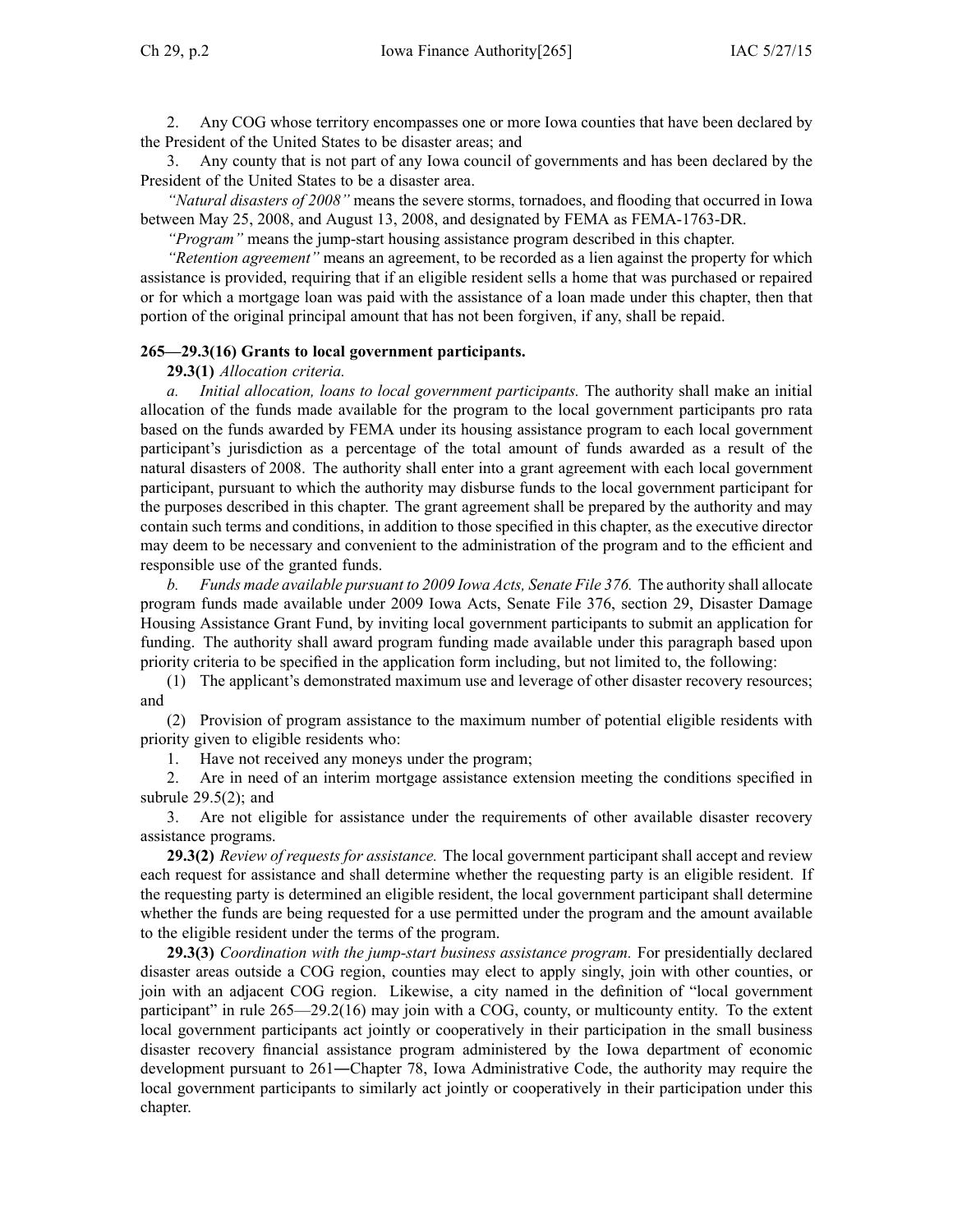2. Any COG whose territory encompasses one or more Iowa counties that have been declared by the President of the United States to be disaster areas; and

3. Any county that is not part of any Iowa council of governments and has been declared by the President of the United States to be a disaster area.

*"Natural disasters of 2008"* means the severe storms, tornadoes, and flooding that occurred in Iowa between May 25, 2008, and August 13, 2008, and designated by FEMA as FEMA-1763-DR.

*"Program"* means the jump-start housing assistance program described in this chapter.

*"Retention agreement"* means an agreement, to be recorded as a lien against the property for which assistance is provided, requiring that if an eligible resident sells a home that was purchased or repaired or for which a mortgage loan was paid with the assistance of a loan made under this chapter, then that portion of the original principal amount that has not been forgiven, if any, shall be repaid.

**265—29.3(16) Grants to local government participants.**

**29.3(1)** *Allocation criteria.*

*a. Initial allocation, loans to local government participants.* The authority shall make an initial allocation of the funds made available for the program to the local government participants pro rata based on the funds awarded by FEMA under its housing assistance program to each local government participant's jurisdiction as a percentage of the total amount of funds awarded as a result of the natural disasters of 2008. The authority shall enter into a grant agreement with each local government participant, pursuant to which the authority may disburse funds to the local government participant for the purposes described in this chapter. The grant agreement shall be prepared by the authority and may contain such terms and conditions, in addition to those specified in this chapter, as the executive director may deem to be necessary and convenient to the administration of the program and to the efficient and responsible use of the granted funds.

*b. Funds made available pursuant to 2009 Iowa Acts, Senate File 376.* The authority shall allocate program funds made available under 2009 Iowa Acts, Senate File 376, section 29, Disaster Damage Housing Assistance Grant Fund, by inviting local government participants to submit an application for funding. The authority shall award program funding made available under this paragraph based upon priority criteria to be specified in the application form including, but not limited to, the following:

(1) The applicant's demonstrated maximum use and leverage of other disaster recovery resources; and

(2) Provision of program assistance to the maximum number of potential eligible residents with priority given to eligible residents who:

1. Have not received any moneys under the program;

2. Are in need of an interim mortgage assistance extension meeting the conditions specified in subrule 29.5(2); and

3. Are not eligible for assistance under the requirements of other available disaster recovery assistance programs.

**29.3(2)** *Review of requests for assistance.* The local government participant shall accept and review each request for assistance and shall determine whether the requesting party is an eligible resident. If the requesting party is determined an eligible resident, the local government participant shall determine whether the funds are being requested for a use permitted under the program and the amount available to the eligible resident under the terms of the program.

**29.3(3)** *Coordination with the jump-start business assistance program.* For presidentially declared disaster areas outside a COG region, counties may elect to apply singly, join with other counties, or join with an adjacent COG region. Likewise, a city named in the definition of "local government participant" in rule 265—29.2(16) may join with a COG, county, or multicounty entity. To the extent local government participants act jointly or cooperatively in their participation in the small business disaster recovery financial assistance program administered by the Iowa department of economic development pursuant to 261—Chapter 78, Iowa Administrative Code, the authority may require the local government participants to similarly act jointly or cooperatively in their participation under this chapter.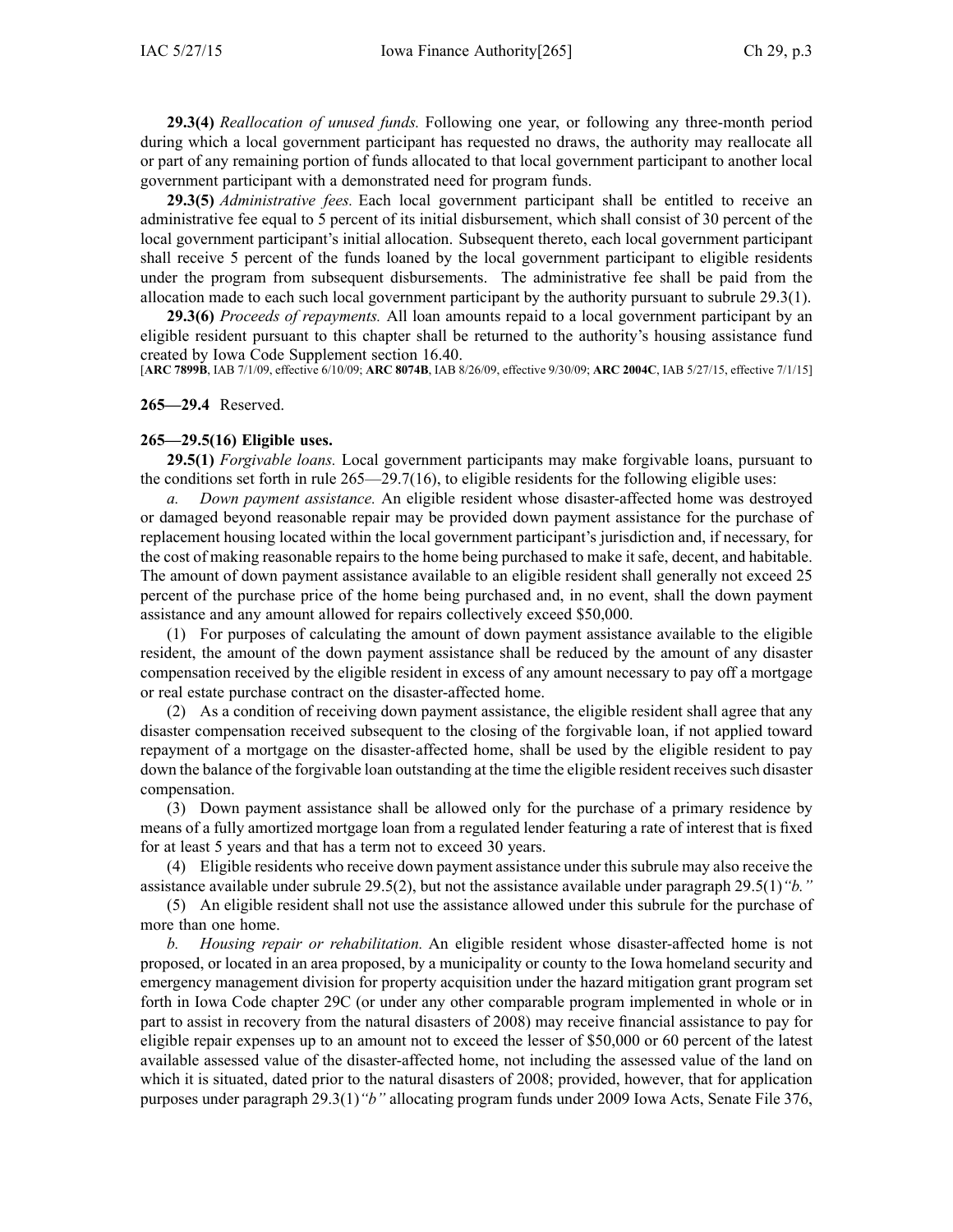**29.3(4)** *Reallocation of unused funds.* Following one year, or following any three-month period during which a local government participant has requested no draws, the authority may reallocate all or part of any remaining portion of funds allocated to that local government participant to another local government participant with a demonstrated need for program funds.

**29.3(5)** *Administrative fees.* Each local government participant shall be entitled to receive an administrative fee equal to 5 percent of its initial disbursement, which shall consist of 30 percent of the local government participant's initial allocation. Subsequent thereto, each local government participant shall receive 5 percent of the funds loaned by the local government participant to eligible residents under the program from subsequent disbursements. The administrative fee shall be paid from the allocation made to each such local government participant by the authority pursuant to subrule 29.3(1).

**29.3(6)** *Proceeds of repayments.* All loan amounts repaid to a local government participant by an eligible resident pursuant to this chapter shall be returned to the authority's housing assistance fund created by Iowa Code Supplement section 16.40.

[**ARC 7899B**, IAB 7/1/09, effective 6/10/09; **ARC 8074B**, IAB 8/26/09, effective 9/30/09; **ARC 2004C**, IAB 5/27/15, effective 7/1/15]

**265—29.4** Reserved.

**265—29.5(16) Eligible uses.**

**29.5(1)** *Forgivable loans.* Local government participants may make forgivable loans, pursuant to the conditions set forth in rule 265—29.7(16), to eligible residents for the following eligible uses:

*a.* *Down payment assistance.* An eligible resident whose disaster-affected home was destroyed or damaged beyond reasonable repair may be provided down payment assistance for the purchase of replacement housing located within the local government participant's jurisdiction and, if necessary, for the cost of making reasonable repairs to the home being purchased to make it safe, decent, and habitable. The amount of down payment assistance available to an eligible resident shall generally not exceed 25 percent of the purchase price of the home being purchased and, in no event, shall the down payment assistance and any amount allowed for repairs collectively exceed $50,000.

(1) For purposes of calculating the amount of down payment assistance available to the eligible resident, the amount of the down payment assistance shall be reduced by the amount of any disaster compensation received by the eligible resident in excess of any amount necessary to pay off a mortgage or real estate purchase contract on the disaster-affected home.

(2) As a condition of receiving down payment assistance, the eligible resident shall agree that any disaster compensation received subsequent to the closing of the forgivable loan, if not applied toward repayment of a mortgage on the disaster-affected home, shall be used by the eligible resident to pay down the balance of the forgivable loan outstanding at the time the eligible resident receives such disaster compensation.

(3) Down payment assistance shall be allowed only for the purchase of a primary residence by means of a fully amortized mortgage loan from a regulated lender featuring a rate of interest that is fixed for at least 5 years and that has a term not to exceed 30 years.

(4) Eligible residents who receive down payment assistance under this subrule may also receive the assistance available under subrule 29.5(2), but not the assistance available under paragraph 29.5(1)*"b."*

(5) An eligible resident shall not use the assistance allowed under this subrule for the purchase of more than one home.

*b.* *Housing repair or rehabilitation.* An eligible resident whose disaster-affected home is not proposed, or located in an area proposed, by a municipality or county to the Iowa homeland security and emergency management division for property acquisition under the hazard mitigation grant program set forth in Iowa Code chapter 29C (or under any other comparable program implemented in whole or in part to assist in recovery from the natural disasters of 2008) may receive financial assistance to pay for eligible repair expenses up to an amount not to exceed the lesser of $50,000 or 60 percent of the latest available assessed value of the disaster-affected home, not including the assessed value of the land on which it is situated, dated prior to the natural disasters of 2008; provided, however, that for application purposes under paragraph 29.3(1)*"b"* allocating program funds under 2009 Iowa Acts, Senate File 376,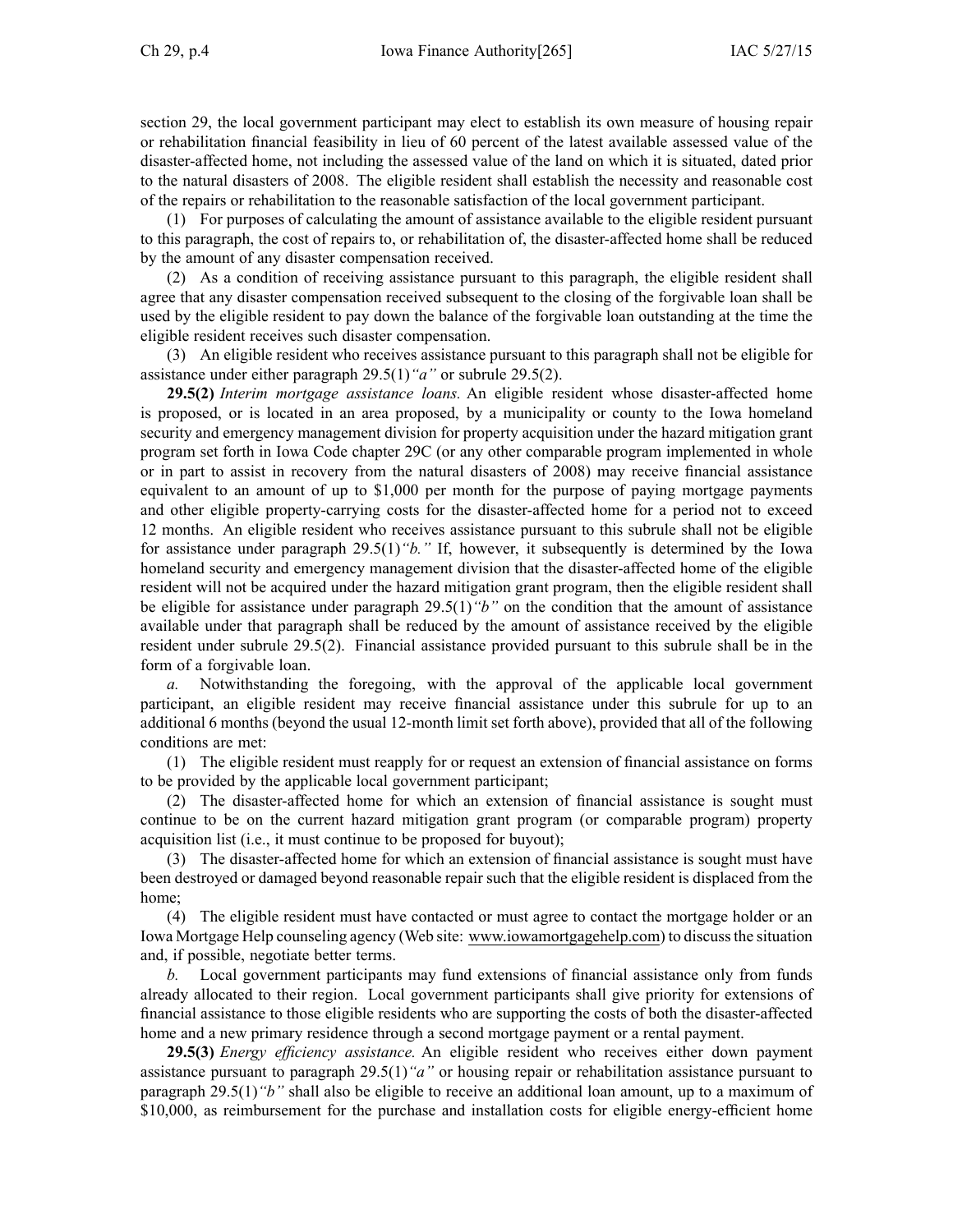section 29, the local government participant may elect to establish its own measure of housing repair or rehabilitation financial feasibility in lieu of 60 percent of the latest available assessed value of the disaster-affected home, not including the assessed value of the land on which it is situated, dated prior to the natural disasters of 2008. The eligible resident shall establish the necessity and reasonable cost of the repairs or rehabilitation to the reasonable satisfaction of the local government participant.

(1) For purposes of calculating the amount of assistance available to the eligible resident pursuant to this paragraph, the cost of repairs to, or rehabilitation of, the disaster-affected home shall be reduced by the amount of any disaster compensation received.

(2) As a condition of receiving assistance pursuant to this paragraph, the eligible resident shall agree that any disaster compensation received subsequent to the closing of the forgivable loan shall be used by the eligible resident to pay down the balance of the forgivable loan outstanding at the time the eligible resident receives such disaster compensation.

(3) An eligible resident who receives assistance pursuant to this paragraph shall not be eligible for assistance under either paragraph 29.5(1)*"a"* or subrule 29.5(2).

**29.5(2)** *Interim mortgage assistance loans.* An eligible resident whose disaster-affected home is proposed, or is located in an area proposed, by a municipality or county to the Iowa homeland security and emergency management division for property acquisition under the hazard mitigation grant program set forth in Iowa Code chapter 29C (or any other comparable program implemented in whole or in part to assist in recovery from the natural disasters of 2008) may receive financial assistance equivalent to an amount of up to $1,000 per month for the purpose of paying mortgage payments and other eligible property-carrying costs for the disaster-affected home for a period not to exceed 12 months. An eligible resident who receives assistance pursuant to this subrule shall not be eligible for assistance under paragraph 29.5(1)*"b."* If, however, it subsequently is determined by the Iowa homeland security and emergency management division that the disaster-affected home of the eligible resident will not be acquired under the hazard mitigation grant program, then the eligible resident shall be eligible for assistance under paragraph 29.5(1)*"b"* on the condition that the amount of assistance available under that paragraph shall be reduced by the amount of assistance received by the eligible resident under subrule 29.5(2). Financial assistance provided pursuant to this subrule shall be in the form of a forgivable loan.

*a.* Notwithstanding the foregoing, with the approval of the applicable local government participant, an eligible resident may receive financial assistance under this subrule for up to an additional 6 months (beyond the usual 12-month limit set forth above), provided that all of the following conditions are met:

(1) The eligible resident must reapply for or request an extension of financial assistance on forms to be provided by the applicable local government participant;

(2) The disaster-affected home for which an extension of financial assistance is sought must continue to be on the current hazard mitigation grant program (or comparable program) property acquisition list (i.e., it must continue to be proposed for buyout);

(3) The disaster-affected home for which an extension of financial assistance is sought must have been destroyed or damaged beyond reasonable repair such that the eligible resident is displaced from the home;

(4) The eligible resident must have contacted or must agree to contact the mortgage holder or an Iowa Mortgage Help counseling agency (Web site: www.iowamortgagehelp.com) to discuss the situation and, if possible, negotiate better terms.

*b.* Local government participants may fund extensions of financial assistance only from funds already allocated to their region. Local government participants shall give priority for extensions of financial assistance to those eligible residents who are supporting the costs of both the disaster-affected home and a new primary residence through a second mortgage payment or a rental payment.

**29.5(3)** *Energy efficiency assistance.* An eligible resident who receives either down payment assistance pursuant to paragraph 29.5(1)*"a"* or housing repair or rehabilitation assistance pursuant to paragraph 29.5(1)*"b"* shall also be eligible to receive an additional loan amount, up to a maximum of $10,000, as reimbursement for the purchase and installation costs for eligible energy-efficient home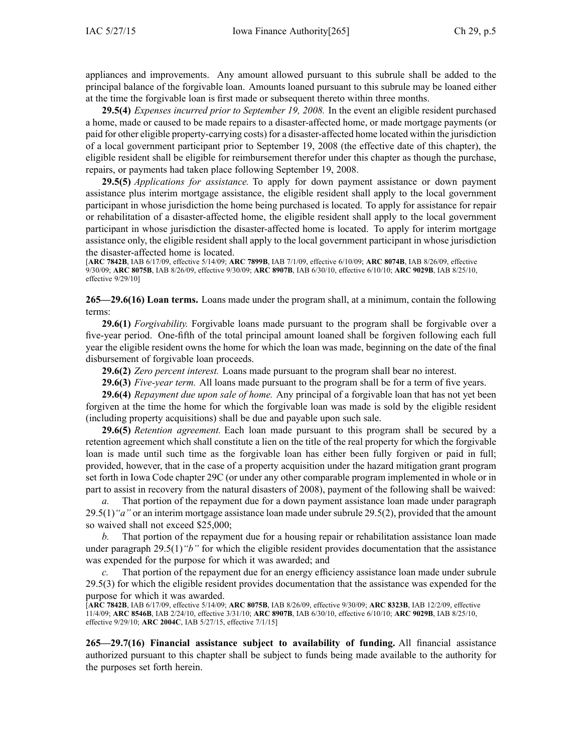appliances and improvements. Any amount allowed pursuant to this subrule shall be added to the principal balance of the forgivable loan. Amounts loaned pursuant to this subrule may be loaned either at the time the forgivable loan is first made or subsequent thereto within three months.

**29.5(4)** *Expenses incurred prior to September 19, 2008.* In the event an eligible resident purchased a home, made or caused to be made repairs to a disaster-affected home, or made mortgage payments (or paid for other eligible property-carrying costs) for a disaster-affected home located within the jurisdiction of a local government participant prior to September 19, 2008 (the effective date of this chapter), the eligible resident shall be eligible for reimbursement therefor under this chapter as though the purchase, repairs, or payments had taken place following September 19, 2008.

**29.5(5)** *Applications for assistance.* To apply for down payment assistance or down payment assistance plus interim mortgage assistance, the eligible resident shall apply to the local government participant in whose jurisdiction the home being purchased is located. To apply for assistance for repair or rehabilitation of a disaster-affected home, the eligible resident shall apply to the local government participant in whose jurisdiction the disaster-affected home is located. To apply for interim mortgage assistance only, the eligible resident shall apply to the local government participant in whose jurisdiction the disaster-affected home is located.

[**ARC 7842B**, IAB 6/17/09, effective 5/14/09; **ARC 7899B**, IAB 7/1/09, effective 6/10/09; **ARC 8074B**, IAB 8/26/09, effective 9/30/09; **ARC 8075B**, IAB 8/26/09, effective 9/30/09; **ARC 8907B**, IAB 6/30/10, effective 6/10/10; **ARC 9029B**, IAB 8/25/10, effective 9/29/10]

**265—29.6(16) Loan terms.** Loans made under the program shall, at a minimum, contain the following terms:

**29.6(1)** *Forgivability.* Forgivable loans made pursuant to the program shall be forgivable over a five-year period. One-fifth of the total principal amount loaned shall be forgiven following each full year the eligible resident owns the home for which the loan was made, beginning on the date of the final disbursement of forgivable loan proceeds.

**29.6(2)** *Zero percent interest.* Loans made pursuant to the program shall bear no interest.

**29.6(3)** *Five-year term.* All loans made pursuant to the program shall be for a term of five years.

**29.6(4)** *Repayment due upon sale of home.* Any principal of a forgivable loan that has not yet been forgiven at the time the home for which the forgivable loan was made is sold by the eligible resident (including property acquisitions) shall be due and payable upon such sale.

**29.6(5)** *Retention agreement.* Each loan made pursuant to this program shall be secured by a retention agreement which shall constitute a lien on the title of the real property for which the forgivable loan is made until such time as the forgivable loan has either been fully forgiven or paid in full; provided, however, that in the case of a property acquisition under the hazard mitigation grant program set forth in Iowa Code chapter 29C (or under any other comparable program implemented in whole or in part to assist in recovery from the natural disasters of 2008), payment of the following shall be waived:

*a.* That portion of the repayment due for a down payment assistance loan made under paragraph 29.5(1)*"a"* or an interim mortgage assistance loan made under subrule 29.5(2), provided that the amount so waived shall not exceed $25,000;

*b.* That portion of the repayment due for a housing repair or rehabilitation assistance loan made under paragraph 29.5(1)*"b"* for which the eligible resident provides documentation that the assistance was expended for the purpose for which it was awarded; and

*c.* That portion of the repayment due for an energy efficiency assistance loan made under subrule 29.5(3) for which the eligible resident provides documentation that the assistance was expended for the purpose for which it was awarded.

[**ARC 7842B**, IAB 6/17/09, effective 5/14/09; **ARC 8075B**, IAB 8/26/09, effective 9/30/09; **ARC 8323B**, IAB 12/2/09, effective 11/4/09; **ARC 8546B**, IAB 2/24/10, effective 3/31/10; **ARC 8907B**, IAB 6/30/10, effective 6/10/10; **ARC 9029B**, IAB 8/25/10, effective 9/29/10; **ARC 2004C**, IAB 5/27/15, effective 7/1/15]

**265—29.7(16) Financial assistance subject to availability of funding.** All financial assistance authorized pursuant to this chapter shall be subject to funds being made available to the authority for the purposes set forth herein.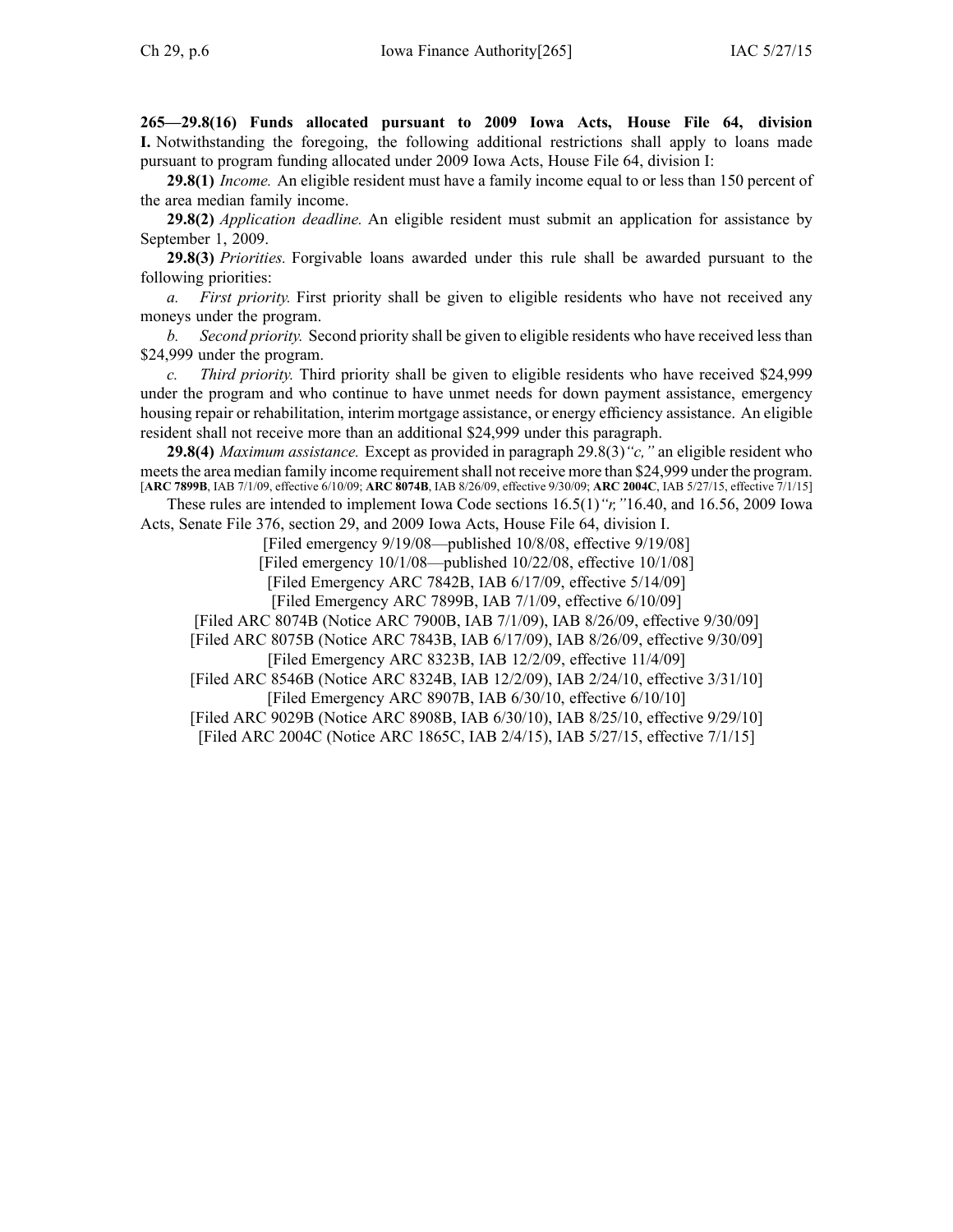**265—29.8(16) Funds allocated pursuant to 2009 Iowa Acts, House File 64, division I.** Notwithstanding the foregoing, the following additional restrictions shall apply to loans made pursuant to program funding allocated under 2009 Iowa Acts, House File 64, division I:

**29.8(1)** *Income.* An eligible resident must have a family income equal to or less than 150 percent of the area median family income.

**29.8(2)** *Application deadline.* An eligible resident must submit an application for assistance by September 1, 2009.

**29.8(3)** *Priorities.* Forgivable loans awarded under this rule shall be awarded pursuant to the following priorities:

*a. First priority.* First priority shall be given to eligible residents who have not received any moneys under the program.

*b. Second priority.* Second priority shall be given to eligible residents who have received less than $24,999 under the program.

*c. Third priority.* Third priority shall be given to eligible residents who have received $24,999 under the program and who continue to have unmet needs for down payment assistance, emergency housing repair or rehabilitation, interim mortgage assistance, or energy efficiency assistance. An eligible resident shall not receive more than an additional $24,999 under this paragraph.

**29.8(4)** *Maximum assistance.* Except as provided in paragraph 29.8(3)*"c,"* an eligible resident who meets the area median family income requirement shall not receive more than $24,999 under the program.
[**ARC 7899B**, IAB 7/1/09, effective 6/10/09; **ARC 8074B**, IAB 8/26/09, effective 9/30/09; **ARC 2004C**, IAB 5/27/15, effective 7/1/15]

These rules are intended to implement Iowa Code sections 16.5(1)*"r,"*16.40, and 16.56, 2009 Iowa Acts, Senate File 376, section 29, and 2009 Iowa Acts, House File 64, division I.

[Filed emergency 9/19/08—published 10/8/08, effective 9/19/08]
[Filed emergency 10/1/08—published 10/22/08, effective 10/1/08]
[Filed Emergency ARC 7842B, IAB 6/17/09, effective 5/14/09]
[Filed Emergency ARC 7899B, IAB 7/1/09, effective 6/10/09]
[Filed ARC 8074B (Notice ARC 7900B, IAB 7/1/09), IAB 8/26/09, effective 9/30/09]
[Filed ARC 8075B (Notice ARC 7843B, IAB 6/17/09), IAB 8/26/09, effective 9/30/09]
[Filed Emergency ARC 8323B, IAB 12/2/09, effective 11/4/09]
[Filed ARC 8546B (Notice ARC 8324B, IAB 12/2/09), IAB 2/24/10, effective 3/31/10]
[Filed Emergency ARC 8907B, IAB 6/30/10, effective 6/10/10]
[Filed ARC 9029B (Notice ARC 8908B, IAB 6/30/10), IAB 8/25/10, effective 9/29/10]
[Filed ARC 2004C (Notice ARC 1865C, IAB 2/4/15), IAB 5/27/15, effective 7/1/15]